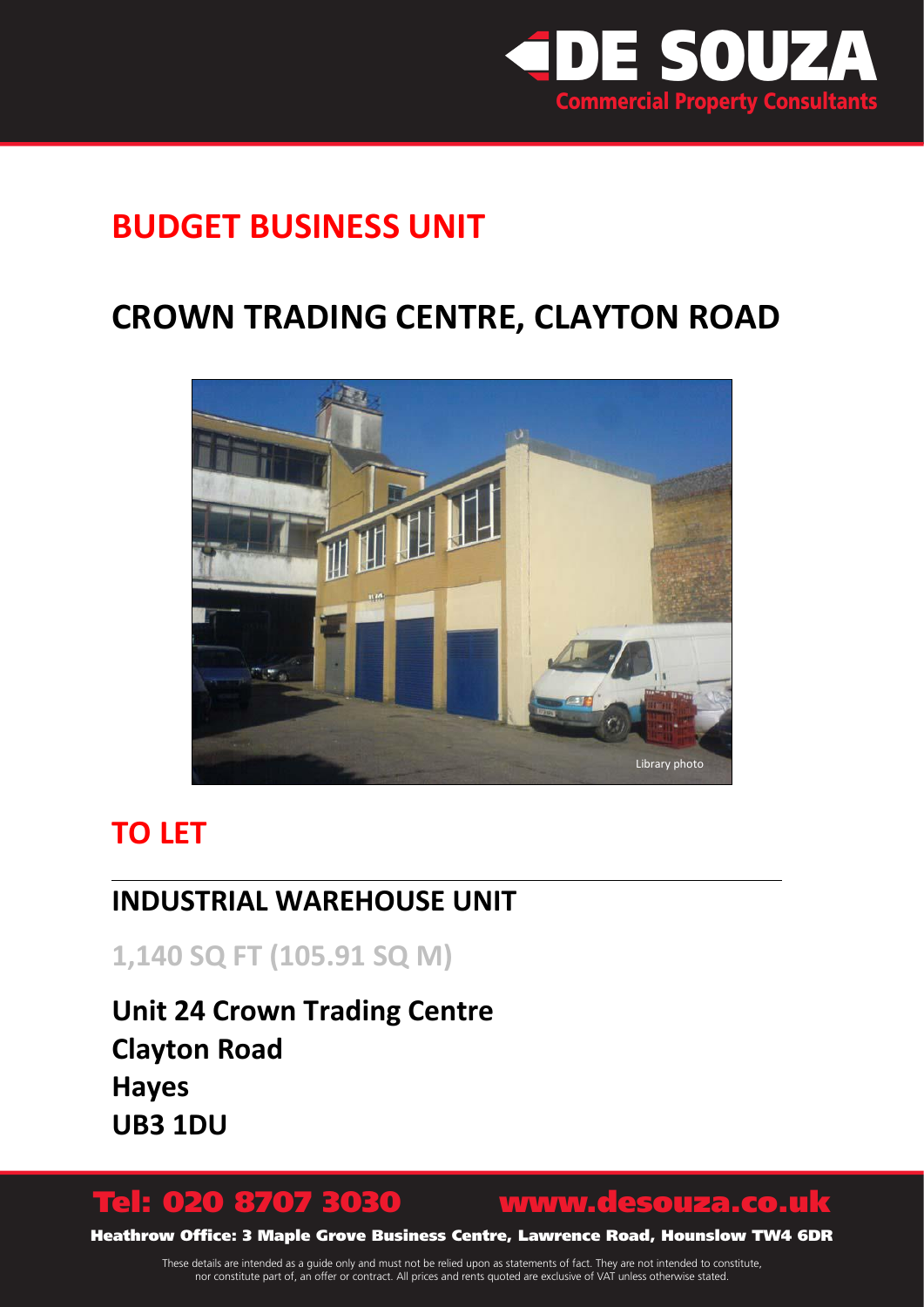# BUDGET BUSINESS UNIT

# CROWN TRADING CENTRE, CLAYTON ROAD

Library photo

## TO LET

## INDUSTRIAL WAREHOUSE UNIT

**1,140 SQ FT (105.91 SQ M)**

**Unit 24 Crown Trading Centre**
**Clayton Road**
**Hayes**
**UB3 1DU**

**Tel: 020 8707 3030** **www.desouza.co.uk**

**Heathrow Office: 3 Maple Grove Business Centre, Lawrence Road, Hounslow TW4 6DR**

These details are intended as a guide only and must not be relied upon as statements of fact. They are not intended to constitute, nor constitute part of, an offer or contract. All prices and rents quoted are exclusive of VAT unless otherwise stated.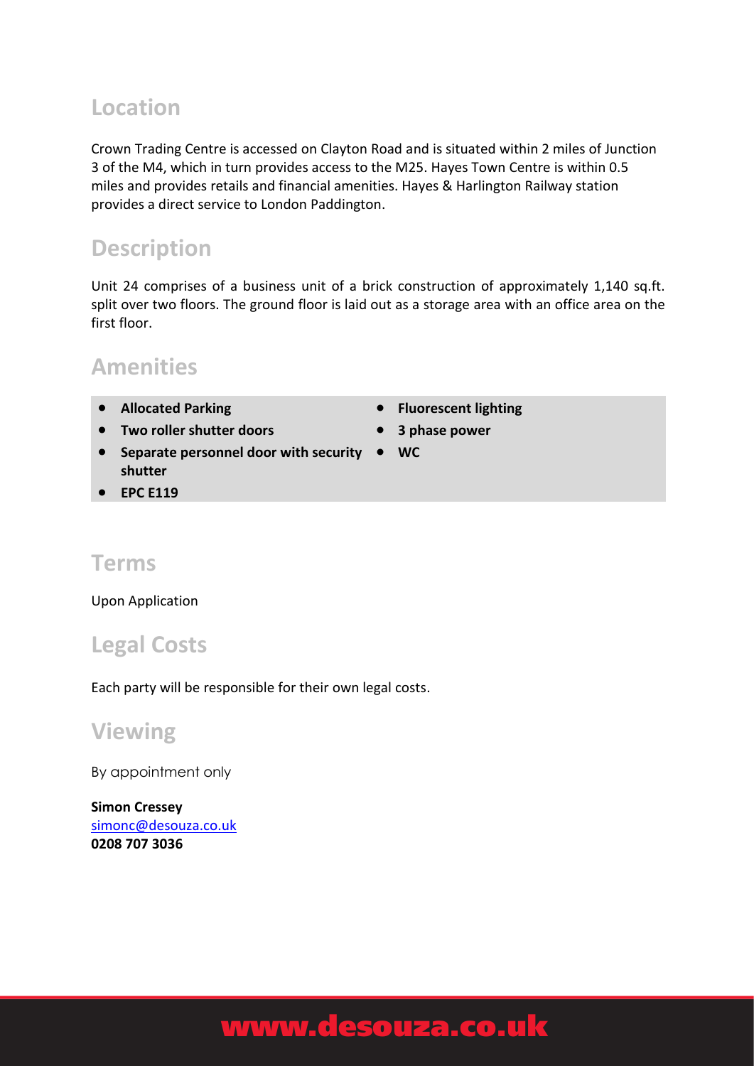## Location

Crown Trading Centre is accessed on Clayton Road and is situated within 2 miles of Junction 3 of the M4, which in turn provides access to the M25. Hayes Town Centre is within 0.5 miles and provides retails and financial amenities. Hayes & Harlington Railway station provides a direct service to London Paddington.

## Description

Unit 24 comprises of a business unit of a brick construction of approximately 1,140 sq.ft. split over two floors. The ground floor is laid out as a storage area with an office area on the first floor.

## Amenities

- **Allocated Parking**
- **Two roller shutter doors**
- **Separate personnel door with security shutter**
- **EPC E119**
- **Fluorescent lighting**
- **3 phase power**
- **WC**

## Terms

Upon Application

## Legal Costs

Each party will be responsible for their own legal costs.

## Viewing

By appointment only

**Simon Cressey**
simonc@desouza.co.uk
**0208 707 3036**

www.desouza.co.uk